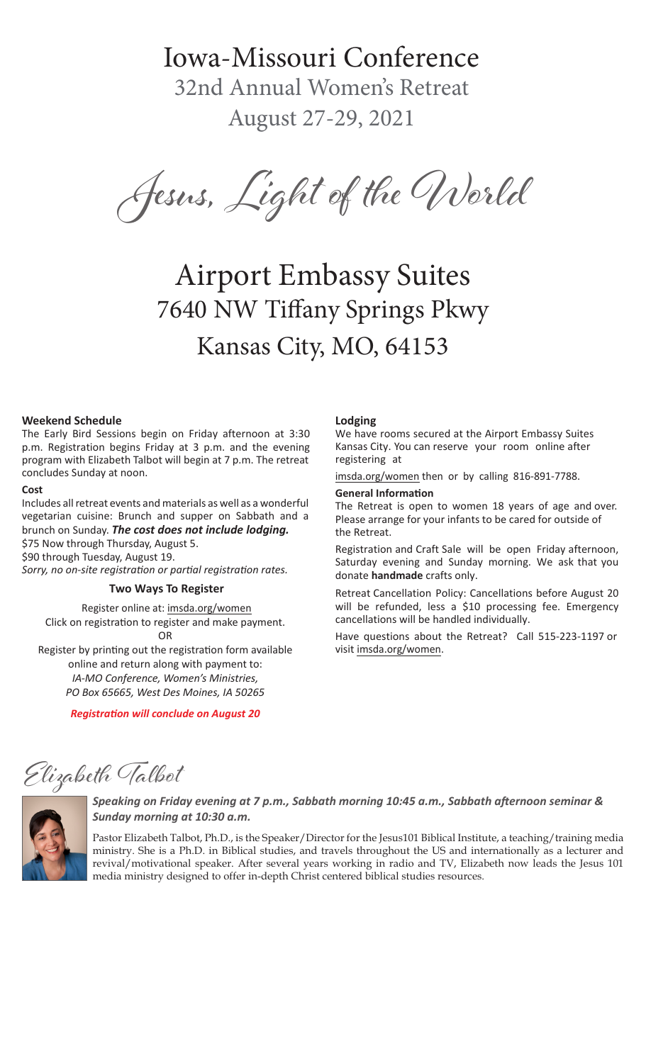# Iowa-Missouri Conference

## 32nd Annual Women's Retreat

## August 27-29, 2021

# Jesus, Light of the World

## Airport Embassy Suites
## 7640 NW Tiffany Springs Pkwy
## Kansas City, MO, 64153

**Weekend Schedule**

The Early Bird Sessions begin on Friday afternoon at 3:30 p.m. Registration begins Friday at 3 p.m. and the evening program with Elizabeth Talbot will begin at 7 p.m. The retreat concludes Sunday at noon.

**Cost**

Includes all retreat events and materials as well as a wonderful vegetarian cuisine: Brunch and supper on Sabbath and a brunch on Sunday. ***The cost does not include lodging.***

$75 Now through Thursday, August 5.

$90 through Tuesday, August 19.

*Sorry, no on-site registration or partial registration rates.*

**Two Ways To Register**

Register online at: imsda.org/women

Click on registration to register and make payment.

OR

Register by printing out the registration form available online and return along with payment to:

*IA-MO Conference, Women's Ministries,*

*PO Box 65665, West Des Moines, IA 50265*

***Registration will conclude on August 20***

**Lodging**

We have rooms secured at the Airport Embassy Suites Kansas City. You can reserve your room online after registering at

imsda.org/women then or by calling 816-891-7788.

**General Information**

The Retreat is open to women 18 years of age and over. Please arrange for your infants to be cared for outside of the Retreat.

Registration and Craft Sale will be open Friday afternoon, Saturday evening and Sunday morning. We ask that you donate **handmade** crafts only.

Retreat Cancellation Policy: Cancellations before August 20 will be refunded, less a $10 processing fee. Emergency cancellations will be handled individually.

Have questions about the Retreat? Call 515-223-1197 or visit imsda.org/women.

## Elizabeth Talbot

***Speaking on Friday evening at 7 p.m., Sabbath morning 10:45 a.m., Sabbath afternoon seminar & Sunday morning at 10:30 a.m.***

Pastor Elizabeth Talbot, Ph.D., is the Speaker/Director for the Jesus101 Biblical Institute, a teaching/training media ministry. She is a Ph.D. in Biblical studies, and travels throughout the US and internationally as a lecturer and revival/motivational speaker. After several years working in radio and TV, Elizabeth now leads the Jesus 101 media ministry designed to offer in-depth Christ centered biblical studies resources.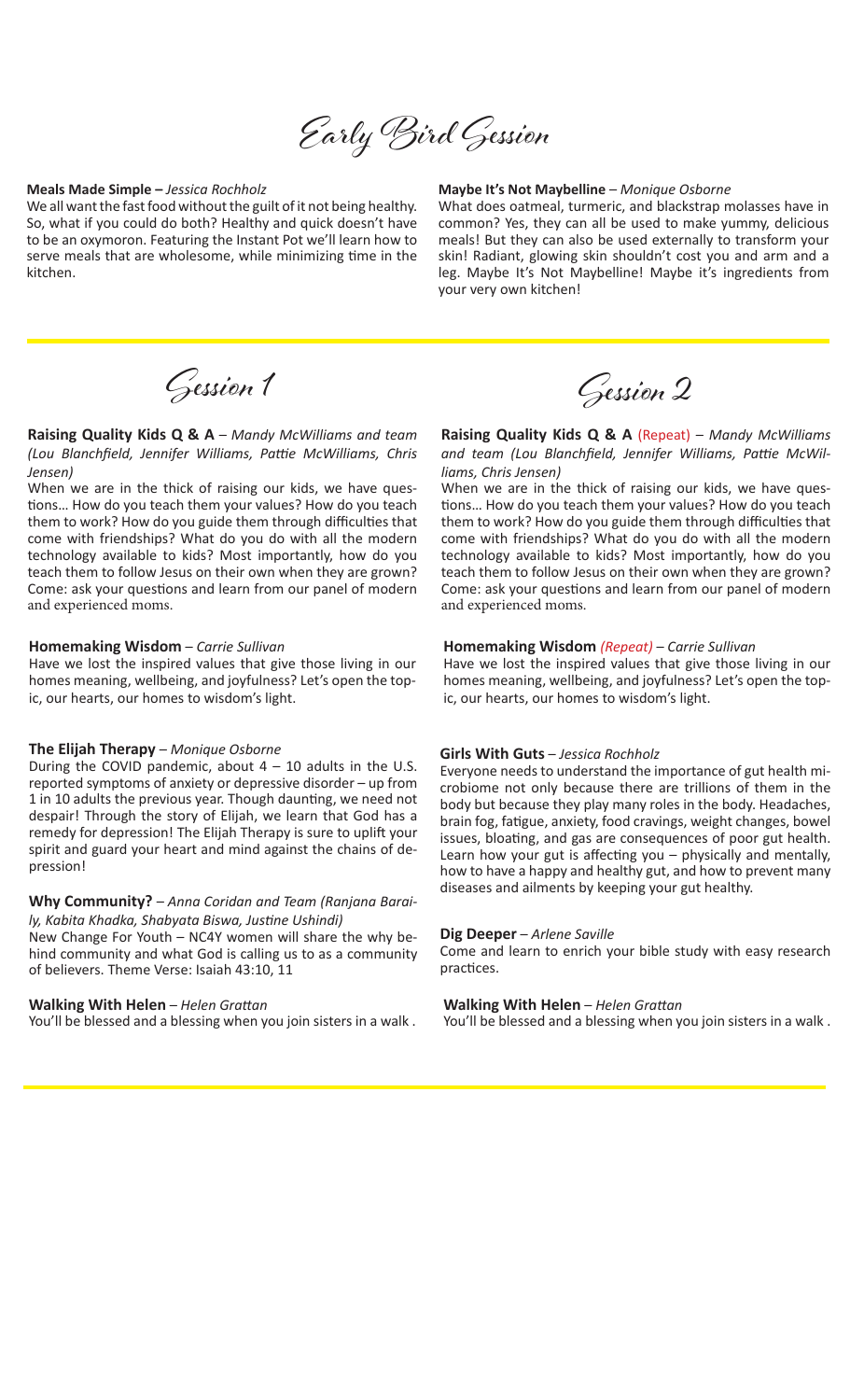# Early Bird Session

**Meals Made Simple –** *Jessica Rochholz*

We all want the fast food without the guilt of it not being healthy. So, what if you could do both? Healthy and quick doesn't have to be an oxymoron. Featuring the Instant Pot we'll learn how to serve meals that are wholesome, while minimizing time in the kitchen.

**Maybe It's Not Maybelline** – *Monique Osborne*

What does oatmeal, turmeric, and blackstrap molasses have in common? Yes, they can all be used to make yummy, delicious meals! But they can also be used externally to transform your skin! Radiant, glowing skin shouldn't cost you and arm and a leg. Maybe It's Not Maybelline! Maybe it's ingredients from your very own kitchen!

# Session 1

**Raising Quality Kids Q & A** – *Mandy McWilliams and team (Lou Blanchfield, Jennifer Williams, Pattie McWilliams, Chris Jensen)*

When we are in the thick of raising our kids, we have questions… How do you teach them your values? How do you teach them to work? How do you guide them through difficulties that come with friendships? What do you do with all the modern technology available to kids? Most importantly, how do you teach them to follow Jesus on their own when they are grown? Come: ask your questions and learn from our panel of modern and experienced moms.

**Homemaking Wisdom** – *Carrie Sullivan*

Have we lost the inspired values that give those living in our homes meaning, wellbeing, and joyfulness? Let's open the topic, our hearts, our homes to wisdom's light.

**The Elijah Therapy** – *Monique Osborne*

During the COVID pandemic, about 4 – 10 adults in the U.S. reported symptoms of anxiety or depressive disorder – up from 1 in 10 adults the previous year. Though daunting, we need not despair! Through the story of Elijah, we learn that God has a remedy for depression! The Elijah Therapy is sure to uplift your spirit and guard your heart and mind against the chains of depression!

**Why Community?** – *Anna Coridan and Team (Ranjana Baraily, Kabita Khadka, Shabyata Biswa, Justine Ushindi)*

New Change For Youth – NC4Y women will share the why behind community and what God is calling us to as a community of believers. Theme Verse: Isaiah 43:10, 11

**Walking With Helen** – *Helen Grattan*

You'll be blessed and a blessing when you join sisters in a walk .

# Session 2

**Raising Quality Kids Q & A** (Repeat) – *Mandy McWilliams and team (Lou Blanchfield, Jennifer Williams, Pattie McWilliams, Chris Jensen)*

When we are in the thick of raising our kids, we have questions… How do you teach them your values? How do you teach them to work? How do you guide them through difficulties that come with friendships? What do you do with all the modern technology available to kids? Most importantly, how do you teach them to follow Jesus on their own when they are grown? Come: ask your questions and learn from our panel of modern and experienced moms.

**Homemaking Wisdom** *(Repeat)* – *Carrie Sullivan*

Have we lost the inspired values that give those living in our homes meaning, wellbeing, and joyfulness? Let's open the topic, our hearts, our homes to wisdom's light.

**Girls With Guts** – *Jessica Rochholz*

Everyone needs to understand the importance of gut health microbiome not only because there are trillions of them in the body but because they play many roles in the body. Headaches, brain fog, fatigue, anxiety, food cravings, weight changes, bowel issues, bloating, and gas are consequences of poor gut health. Learn how your gut is affecting you – physically and mentally, how to have a happy and healthy gut, and how to prevent many diseases and ailments by keeping your gut healthy.

**Dig Deeper** – *Arlene Saville*

Come and learn to enrich your bible study with easy research practices.

**Walking With Helen** – *Helen Grattan*

You'll be blessed and a blessing when you join sisters in a walk .